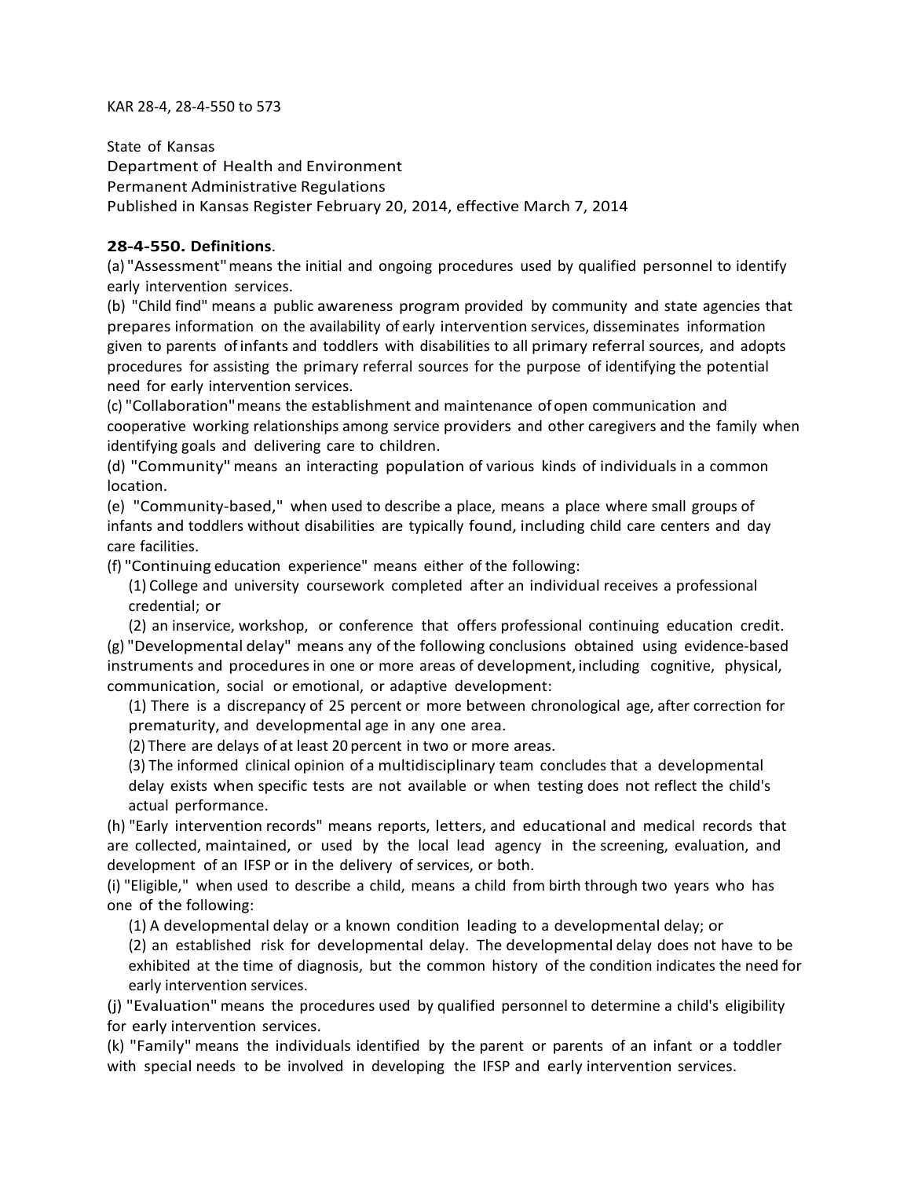KAR 28-4, 28-4-550 to 573

State of Kansas
Department of Health and Environment
Permanent Administrative Regulations
Published in Kansas Register February 20, 2014, effective March 7, 2014

**28-4-550. Definitions**.

(a) "Assessment" means the initial and ongoing procedures used by qualified personnel to identify early intervention services.

(b) "Child find" means a public awareness program provided by community and state agencies that prepares information on the availability of early intervention services, disseminates information given to parents of infants and toddlers with disabilities to all primary referral sources, and adopts procedures for assisting the primary referral sources for the purpose of identifying the potential need for early intervention services.

(c) "Collaboration" means the establishment and maintenance of open communication and cooperative working relationships among service providers and other caregivers and the family when identifying goals and delivering care to children.

(d) "Community" means an interacting population of various kinds of individuals in a common location.

(e) "Community-based," when used to describe a place, means a place where small groups of infants and toddlers without disabilities are typically found, including child care centers and day care facilities.

(f) "Continuing education experience" means either of the following:

(1) College and university coursework completed after an individual receives a professional credential; or

(2) an inservice, workshop, or conference that offers professional continuing education credit.

(g) "Developmental delay" means any of the following conclusions obtained using evidence-based instruments and procedures in one or more areas of development, including cognitive, physical, communication, social or emotional, or adaptive development:

(1) There is a discrepancy of 25 percent or more between chronological age, after correction for prematurity, and developmental age in any one area.

(2) There are delays of at least 20 percent in two or more areas.

(3) The informed clinical opinion of a multidisciplinary team concludes that a developmental delay exists when specific tests are not available or when testing does not reflect the child's actual performance.

(h) "Early intervention records" means reports, letters, and educational and medical records that are collected, maintained, or used by the local lead agency in the screening, evaluation, and development of an IFSP or in the delivery of services, or both.

(i) "Eligible," when used to describe a child, means a child from birth through two years who has one of the following:

(1) A developmental delay or a known condition leading to a developmental delay; or

(2) an established risk for developmental delay. The developmental delay does not have to be exhibited at the time of diagnosis, but the common history of the condition indicates the need for early intervention services.

(j) "Evaluation" means the procedures used by qualified personnel to determine a child's eligibility for early intervention services.

(k) "Family" means the individuals identified by the parent or parents of an infant or a toddler with special needs to be involved in developing the IFSP and early intervention services.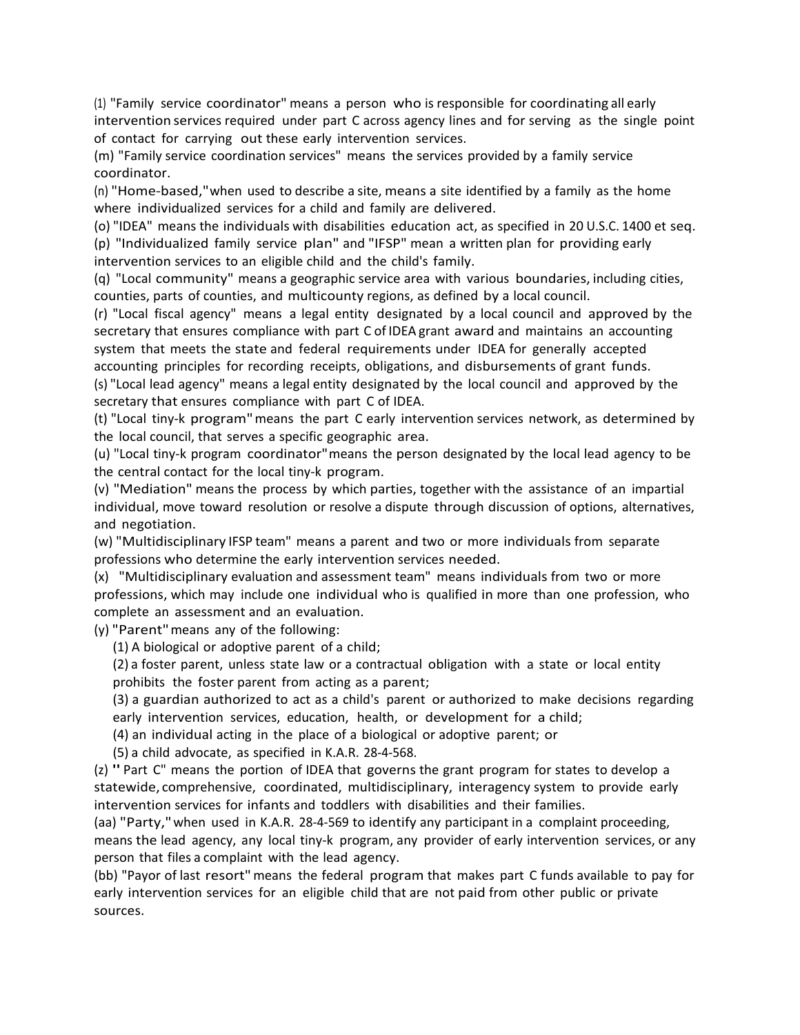(l) "Family service coordinator" means a person who is responsible for coordinating all early intervention services required under part C across agency lines and for serving as the single point of contact for carrying out these early intervention services.

(m) "Family service coordination services" means the services provided by a family service coordinator.

(n) "Home-based," when used to describe a site, means a site identified by a family as the home where individualized services for a child and family are delivered.

(o) "IDEA" means the individuals with disabilities education act, as specified in 20 U.S.C. 1400 et seq.

(p) "Individualized family service plan" and "IFSP" mean a written plan for providing early intervention services to an eligible child and the child's family.

(q) "Local community" means a geographic service area with various boundaries, including cities, counties, parts of counties, and multicounty regions, as defined by a local council.

(r) "Local fiscal agency" means a legal entity designated by a local council and approved by the secretary that ensures compliance with part C of IDEA grant award and maintains an accounting system that meets the state and federal requirements under IDEA for generally accepted accounting principles for recording receipts, obligations, and disbursements of grant funds.

(s) "Local lead agency" means a legal entity designated by the local council and approved by the secretary that ensures compliance with part C of IDEA.

(t) "Local tiny-k program" means the part C early intervention services network, as determined by the local council, that serves a specific geographic area.

(u) "Local tiny-k program coordinator" means the person designated by the local lead agency to be the central contact for the local tiny-k program.

(v) "Mediation" means the process by which parties, together with the assistance of an impartial individual, move toward resolution or resolve a dispute through discussion of options, alternatives, and negotiation.

(w) "Multidisciplinary IFSP team" means a parent and two or more individuals from separate professions who determine the early intervention services needed.

(x) "Multidisciplinary evaluation and assessment team" means individuals from two or more professions, which may include one individual who is qualified in more than one profession, who complete an assessment and an evaluation.

(y) "Parent" means any of the following:

(1) A biological or adoptive parent of a child;

(2) a foster parent, unless state law or a contractual obligation with a state or local entity prohibits the foster parent from acting as a parent;

(3) a guardian authorized to act as a child's parent or authorized to make decisions regarding early intervention services, education, health, or development for a child;

(4) an individual acting in the place of a biological or adoptive parent; or

(5) a child advocate, as specified in K.A.R. 28-4-568.

(z) " Part C" means the portion of IDEA that governs the grant program for states to develop a statewide, comprehensive, coordinated, multidisciplinary, interagency system to provide early intervention services for infants and toddlers with disabilities and their families.

(aa) "Party," when used in K.A.R. 28-4-569 to identify any participant in a complaint proceeding, means the lead agency, any local tiny-k program, any provider of early intervention services, or any person that files a complaint with the lead agency.

(bb) "Payor of last resort" means the federal program that makes part C funds available to pay for early intervention services for an eligible child that are not paid from other public or private sources.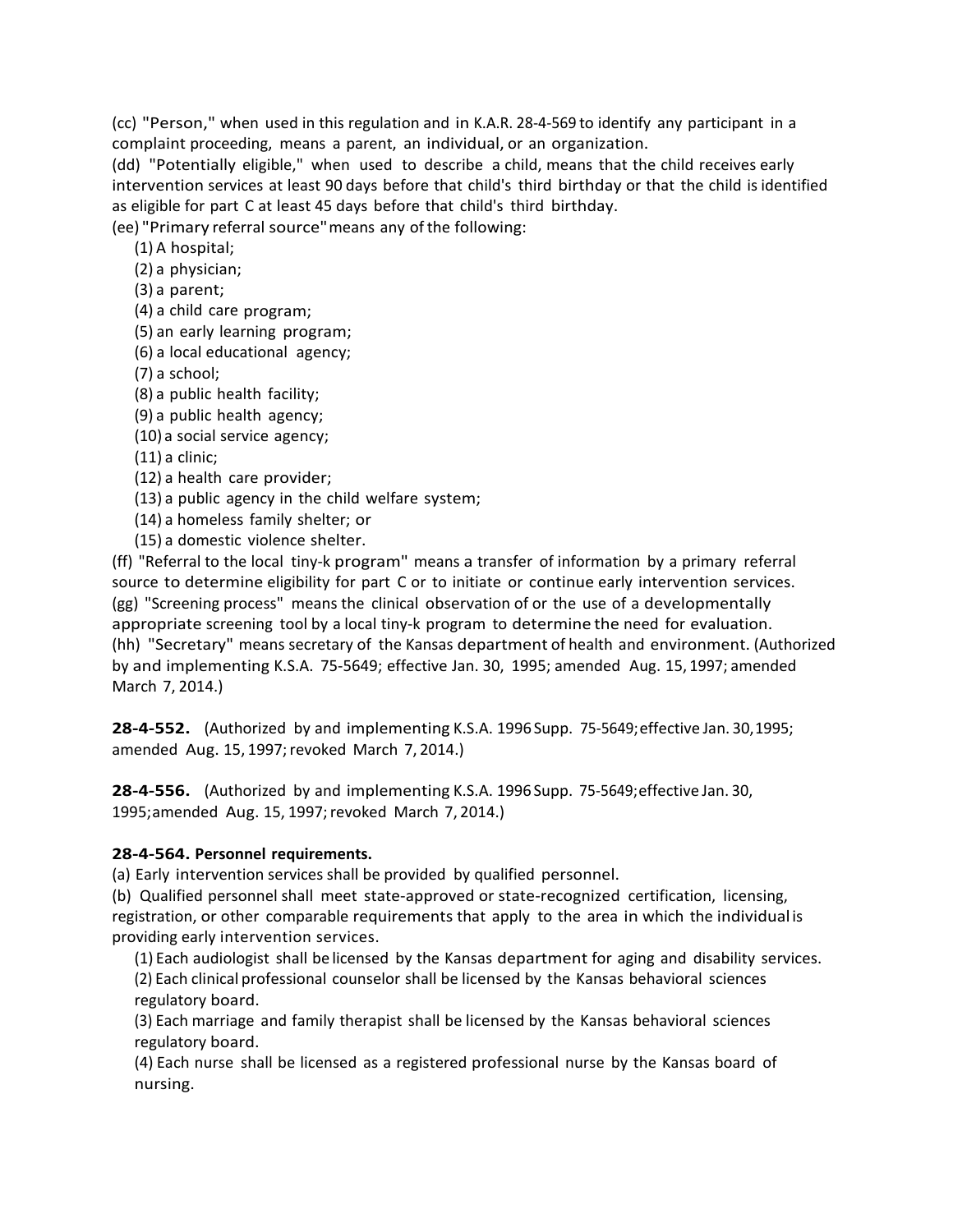(cc) "Person," when used in this regulation and in K.A.R. 28-4-569 to identify any participant in a complaint proceeding, means a parent, an individual, or an organization.

(dd) "Potentially eligible," when used to describe a child, means that the child receives early intervention services at least 90 days before that child's third birthday or that the child is identified as eligible for part C at least 45 days before that child's third birthday.

(ee) "Primary referral source" means any of the following:

(1) A hospital;
(2) a physician;
(3) a parent;
(4) a child care program;
(5) an early learning program;
(6) a local educational agency;
(7) a school;
(8) a public health facility;
(9) a public health agency;
(10) a social service agency;
(11) a clinic;
(12) a health care provider;
(13) a public agency in the child welfare system;
(14) a homeless family shelter; or
(15) a domestic violence shelter.

(ff) "Referral to the local tiny-k program" means a transfer of information by a primary referral source to determine eligibility for part C or to initiate or continue early intervention services.

(gg) "Screening process" means the clinical observation of or the use of a developmentally appropriate screening tool by a local tiny-k program to determine the need for evaluation.

(hh) "Secretary" means secretary of the Kansas department of health and environment. (Authorized by and implementing K.S.A. 75-5649; effective Jan. 30, 1995; amended Aug. 15, 1997; amended March 7, 2014.)

**28-4-552.** (Authorized by and implementing K.S.A. 1996 Supp. 75-5649; effective Jan. 30, 1995; amended Aug. 15, 1997; revoked March 7, 2014.)

**28-4-556.** (Authorized by and implementing K.S.A. 1996 Supp. 75-5649; effective Jan. 30, 1995; amended Aug. 15, 1997; revoked March 7, 2014.)

**28-4-564. Personnel requirements.**

(a) Early intervention services shall be provided by qualified personnel.

(b) Qualified personnel shall meet state-approved or state-recognized certification, licensing, registration, or other comparable requirements that apply to the area in which the individual is providing early intervention services.

(1) Each audiologist shall be licensed by the Kansas department for aging and disability services.
(2) Each clinical professional counselor shall be licensed by the Kansas behavioral sciences regulatory board.
(3) Each marriage and family therapist shall be licensed by the Kansas behavioral sciences regulatory board.
(4) Each nurse shall be licensed as a registered professional nurse by the Kansas board of nursing.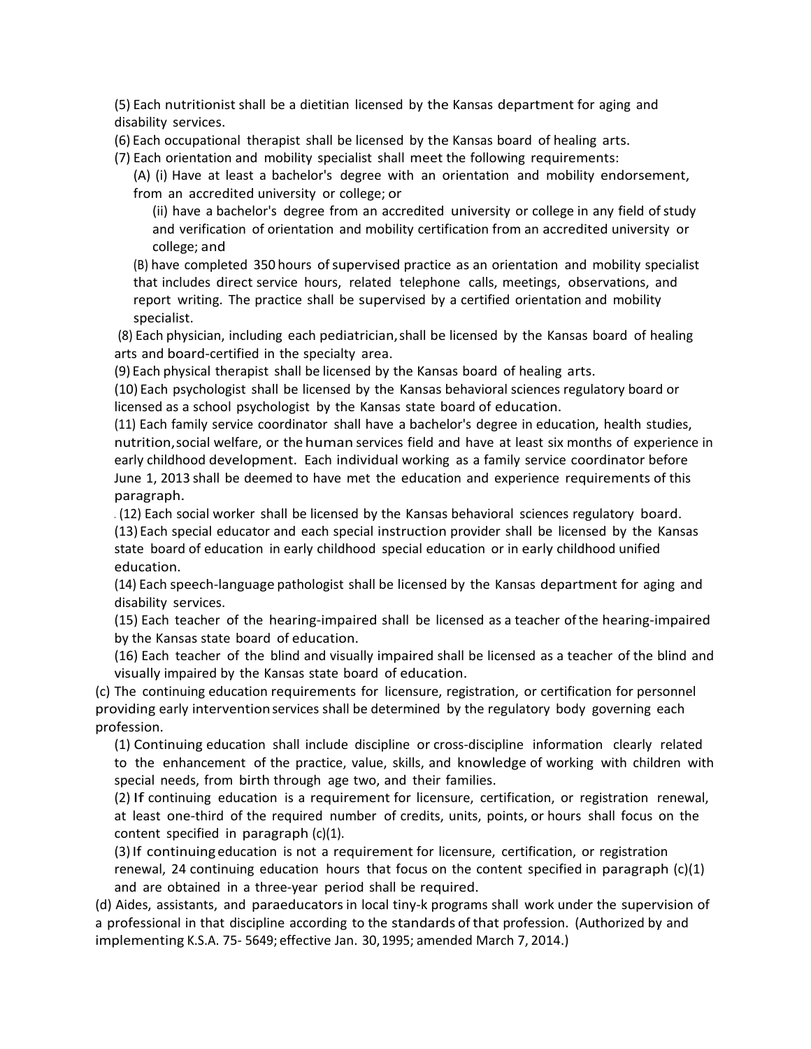(5) Each nutritionist shall be a dietitian licensed by the Kansas department for aging and disability services.

(6) Each occupational therapist shall be licensed by the Kansas board of healing arts.

(7) Each orientation and mobility specialist shall meet the following requirements:

(A) (i) Have at least a bachelor's degree with an orientation and mobility endorsement, from an accredited university or college; or

(ii) have a bachelor's degree from an accredited university or college in any field of study and verification of orientation and mobility certification from an accredited university or college; and

(B) have completed 350 hours of supervised practice as an orientation and mobility specialist that includes direct service hours, related telephone calls, meetings, observations, and report writing. The practice shall be supervised by a certified orientation and mobility specialist.

(8) Each physician, including each pediatrician, shall be licensed by the Kansas board of healing arts and board-certified in the specialty area.

(9) Each physical therapist shall be licensed by the Kansas board of healing arts.

(10) Each psychologist shall be licensed by the Kansas behavioral sciences regulatory board or licensed as a school psychologist by the Kansas state board of education.

(11) Each family service coordinator shall have a bachelor's degree in education, health studies, nutrition, social welfare, or the human services field and have at least six months of experience in early childhood development. Each individual working as a family service coordinator before June 1, 2013 shall be deemed to have met the education and experience requirements of this paragraph.

(12) Each social worker shall be licensed by the Kansas behavioral sciences regulatory board.

(13) Each special educator and each special instruction provider shall be licensed by the Kansas state board of education in early childhood special education or in early childhood unified education.

(14) Each speech-language pathologist shall be licensed by the Kansas department for aging and disability services.

(15) Each teacher of the hearing-impaired shall be licensed as a teacher of the hearing-impaired by the Kansas state board of education.

(16) Each teacher of the blind and visually impaired shall be licensed as a teacher of the blind and visually impaired by the Kansas state board of education.

(c) The continuing education requirements for licensure, registration, or certification for personnel providing early intervention services shall be determined by the regulatory body governing each profession.

(1) Continuing education shall include discipline or cross-discipline information clearly related to the enhancement of the practice, value, skills, and knowledge of working with children with special needs, from birth through age two, and their families.

(2) If continuing education is a requirement for licensure, certification, or registration renewal, at least one-third of the required number of credits, units, points, or hours shall focus on the content specified in paragraph (c)(1).

(3) If continuing education is not a requirement for licensure, certification, or registration renewal, 24 continuing education hours that focus on the content specified in paragraph (c)(1) and are obtained in a three-year period shall be required.

(d) Aides, assistants, and paraeducators in local tiny-k programs shall work under the supervision of a professional in that discipline according to the standards of that profession. (Authorized by and implementing K.S.A. 75- 5649; effective Jan. 30, 1995; amended March 7, 2014.)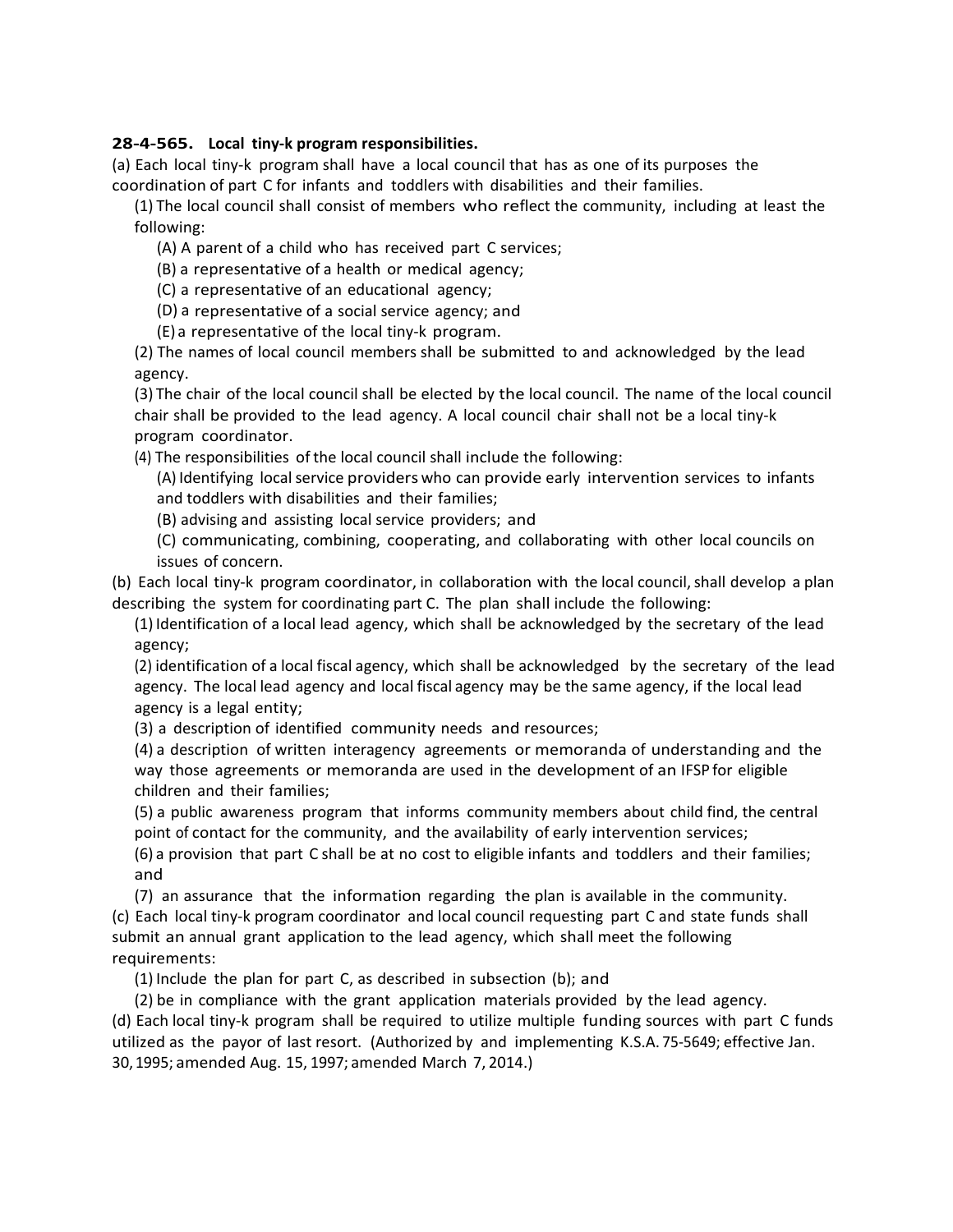**28-4-565. Local tiny-k program responsibilities.**

(a) Each local tiny-k program shall have a local council that has as one of its purposes the coordination of part C for infants and toddlers with disabilities and their families.

(1) The local council shall consist of members who reflect the community, including at least the following:

(A) A parent of a child who has received part C services;

(B) a representative of a health or medical agency;

(C) a representative of an educational agency;

(D) a representative of a social service agency; and

(E) a representative of the local tiny-k program.

(2) The names of local council members shall be submitted to and acknowledged by the lead agency.

(3) The chair of the local council shall be elected by the local council. The name of the local council chair shall be provided to the lead agency. A local council chair shall not be a local tiny-k program coordinator.

(4) The responsibilities of the local council shall include the following:

(A) Identifying local service providers who can provide early intervention services to infants and toddlers with disabilities and their families;

(B) advising and assisting local service providers; and

(C) communicating, combining, cooperating, and collaborating with other local councils on issues of concern.

(b) Each local tiny-k program coordinator, in collaboration with the local council, shall develop a plan describing the system for coordinating part C. The plan shall include the following:

(1) Identification of a local lead agency, which shall be acknowledged by the secretary of the lead agency;

(2) identification of a local fiscal agency, which shall be acknowledged by the secretary of the lead agency. The local lead agency and local fiscal agency may be the same agency, if the local lead agency is a legal entity;

(3) a description of identified community needs and resources;

(4) a description of written interagency agreements or memoranda of understanding and the way those agreements or memoranda are used in the development of an IFSP for eligible children and their families;

(5) a public awareness program that informs community members about child find, the central point of contact for the community, and the availability of early intervention services;

(6) a provision that part C shall be at no cost to eligible infants and toddlers and their families; and

(7) an assurance that the information regarding the plan is available in the community.

(c) Each local tiny-k program coordinator and local council requesting part C and state funds shall submit an annual grant application to the lead agency, which shall meet the following requirements:

(1) Include the plan for part C, as described in subsection (b); and

(2) be in compliance with the grant application materials provided by the lead agency.

(d) Each local tiny-k program shall be required to utilize multiple funding sources with part C funds utilized as the payor of last resort. (Authorized by and implementing K.S.A. 75-5649; effective Jan. 30, 1995; amended Aug. 15, 1997; amended March 7, 2014.)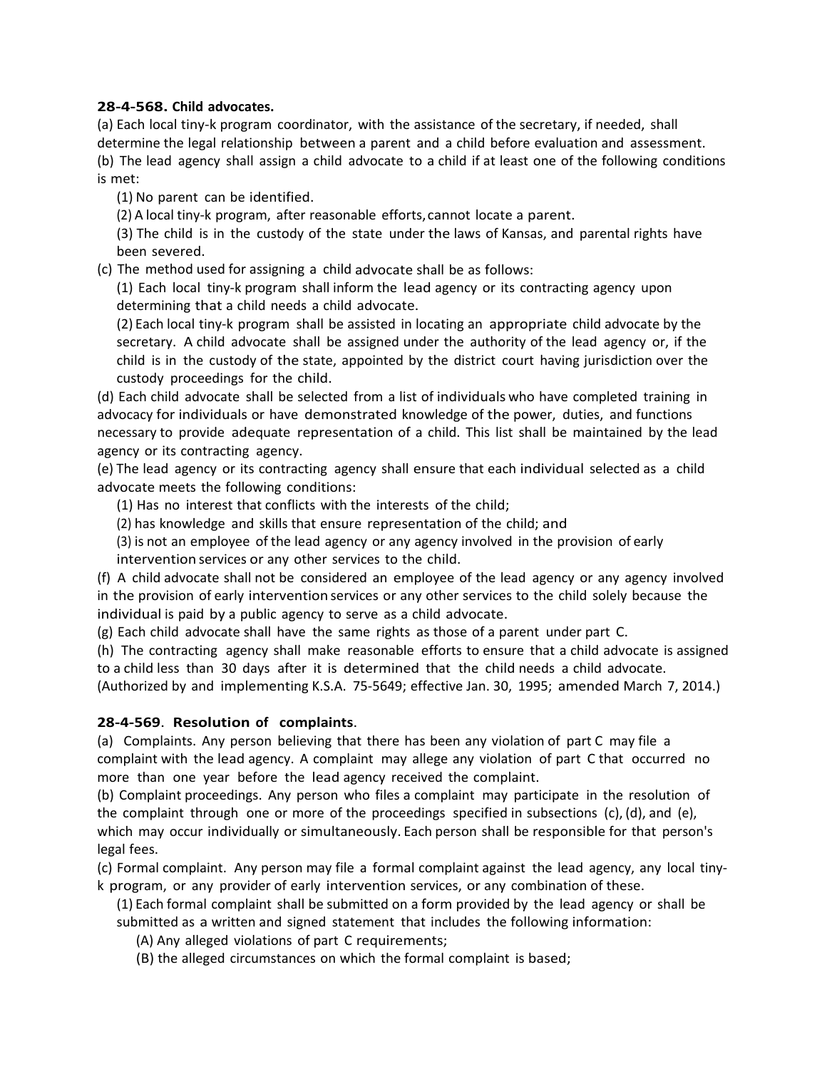**28-4-568. Child advocates.**

(a) Each local tiny-k program coordinator, with the assistance of the secretary, if needed, shall determine the legal relationship between a parent and a child before evaluation and assessment.

(b) The lead agency shall assign a child advocate to a child if at least one of the following conditions is met:

(1) No parent can be identified.

(2) A local tiny-k program, after reasonable efforts, cannot locate a parent.

(3) The child is in the custody of the state under the laws of Kansas, and parental rights have been severed.

(c) The method used for assigning a child advocate shall be as follows:

(1) Each local tiny-k program shall inform the lead agency or its contracting agency upon determining that a child needs a child advocate.

(2) Each local tiny-k program shall be assisted in locating an appropriate child advocate by the secretary. A child advocate shall be assigned under the authority of the lead agency or, if the child is in the custody of the state, appointed by the district court having jurisdiction over the custody proceedings for the child.

(d) Each child advocate shall be selected from a list of individuals who have completed training in advocacy for individuals or have demonstrated knowledge of the power, duties, and functions necessary to provide adequate representation of a child. This list shall be maintained by the lead agency or its contracting agency.

(e) The lead agency or its contracting agency shall ensure that each individual selected as a child advocate meets the following conditions:

(1) Has no interest that conflicts with the interests of the child;

(2) has knowledge and skills that ensure representation of the child; and

(3) is not an employee of the lead agency or any agency involved in the provision of early intervention services or any other services to the child.

(f) A child advocate shall not be considered an employee of the lead agency or any agency involved in the provision of early intervention services or any other services to the child solely because the individual is paid by a public agency to serve as a child advocate.

(g) Each child advocate shall have the same rights as those of a parent under part C.

(h) The contracting agency shall make reasonable efforts to ensure that a child advocate is assigned to a child less than 30 days after it is determined that the child needs a child advocate.

(Authorized by and implementing K.S.A. 75-5649; effective Jan. 30, 1995; amended March 7, 2014.)

**28-4-569. Resolution of complaints.**

(a) Complaints. Any person believing that there has been any violation of part C may file a complaint with the lead agency. A complaint may allege any violation of part C that occurred no more than one year before the lead agency received the complaint.

(b) Complaint proceedings. Any person who files a complaint may participate in the resolution of the complaint through one or more of the proceedings specified in subsections (c), (d), and (e), which may occur individually or simultaneously. Each person shall be responsible for that person's legal fees.

(c) Formal complaint. Any person may file a formal complaint against the lead agency, any local tiny-k program, or any provider of early intervention services, or any combination of these.

(1) Each formal complaint shall be submitted on a form provided by the lead agency or shall be submitted as a written and signed statement that includes the following information:

(A) Any alleged violations of part C requirements;

(B) the alleged circumstances on which the formal complaint is based;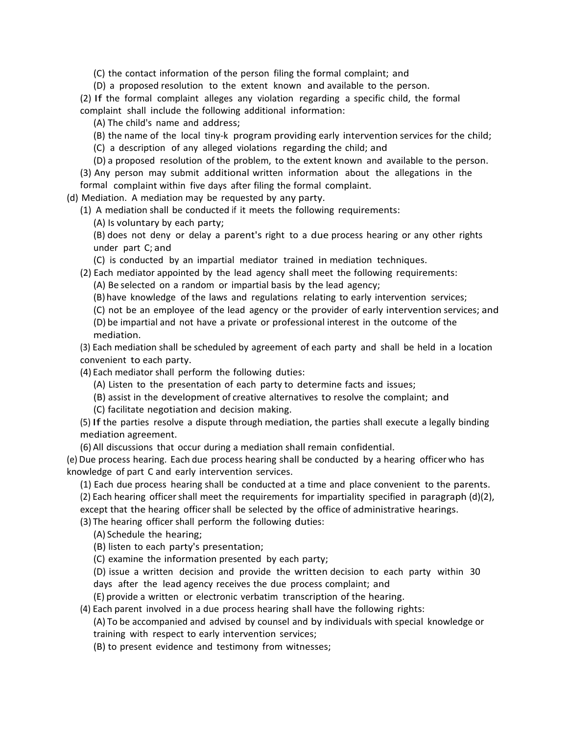(C) the contact information of the person filing the formal complaint; and

(D) a proposed resolution to the extent known and available to the person.

(2) If the formal complaint alleges any violation regarding a specific child, the formal complaint shall include the following additional information:

(A) The child's name and address;

(B) the name of the local tiny-k program providing early intervention services for the child;

(C) a description of any alleged violations regarding the child; and

(D) a proposed resolution of the problem, to the extent known and available to the person.

(3) Any person may submit additional written information about the allegations in the formal complaint within five days after filing the formal complaint.

(d) Mediation. A mediation may be requested by any party.

(1) A mediation shall be conducted if it meets the following requirements:

(A) Is voluntary by each party;

(B) does not deny or delay a parent's right to a due process hearing or any other rights under part C; and

(C) is conducted by an impartial mediator trained in mediation techniques.

(2) Each mediator appointed by the lead agency shall meet the following requirements:

(A) Be selected on a random or impartial basis by the lead agency;

(B) have knowledge of the laws and regulations relating to early intervention services;

(C) not be an employee of the lead agency or the provider of early intervention services; and

(D) be impartial and not have a private or professional interest in the outcome of the mediation.

(3) Each mediation shall be scheduled by agreement of each party and shall be held in a location convenient to each party.

(4) Each mediator shall perform the following duties:

(A) Listen to the presentation of each party to determine facts and issues;

(B) assist in the development of creative alternatives to resolve the complaint; and

(C) facilitate negotiation and decision making.

(5) If the parties resolve a dispute through mediation, the parties shall execute a legally binding mediation agreement.

(6) All discussions that occur during a mediation shall remain confidential.

(e) Due process hearing. Each due process hearing shall be conducted by a hearing officer who has knowledge of part C and early intervention services.

(1) Each due process hearing shall be conducted at a time and place convenient to the parents.

(2) Each hearing officer shall meet the requirements for impartiality specified in paragraph (d)(2), except that the hearing officer shall be selected by the office of administrative hearings.

(3) The hearing officer shall perform the following duties:

(A) Schedule the hearing;

(B) listen to each party's presentation;

(C) examine the information presented by each party;

(D) issue a written decision and provide the written decision to each party within 30 days after the lead agency receives the due process complaint; and

(E) provide a written or electronic verbatim transcription of the hearing.

(4) Each parent involved in a due process hearing shall have the following rights:

(A) To be accompanied and advised by counsel and by individuals with special knowledge or training with respect to early intervention services;

(B) to present evidence and testimony from witnesses;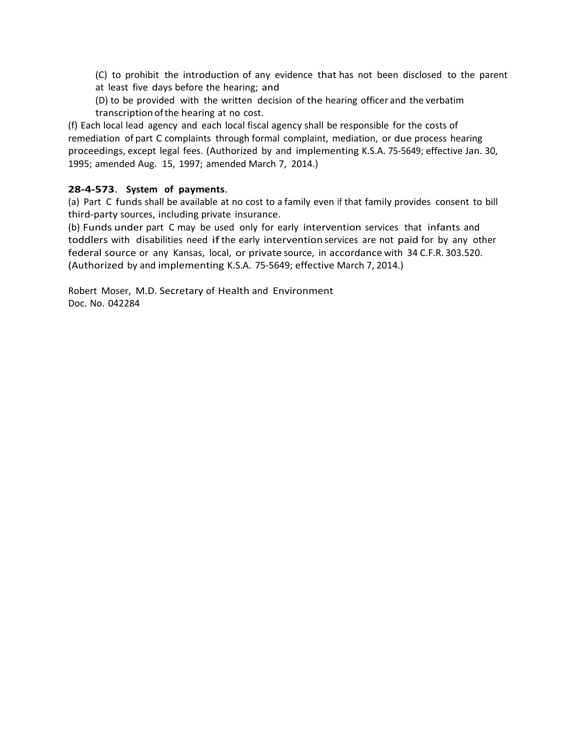(C) to prohibit the introduction of any evidence that has not been disclosed to the parent at least five days before the hearing; and

(D) to be provided with the written decision of the hearing officer and the verbatim transcription of the hearing at no cost.

(f) Each local lead agency and each local fiscal agency shall be responsible for the costs of remediation of part C complaints through formal complaint, mediation, or due process hearing proceedings, except legal fees. (Authorized by and implementing K.S.A. 75-5649; effective Jan. 30, 1995; amended Aug. 15, 1997; amended March 7, 2014.)

**28-4-573. System of payments.**

(a) Part C funds shall be available at no cost to a family even if that family provides consent to bill third-party sources, including private insurance.

(b) Funds under part C may be used only for early intervention services that infants and toddlers with disabilities need if the early intervention services are not paid for by any other federal source or any Kansas, local, or private source, in accordance with 34 C.F.R. 303.520. (Authorized by and implementing K.S.A. 75-5649; effective March 7, 2014.)

Robert Moser, M.D. Secretary of Health and Environment
Doc. No. 042284